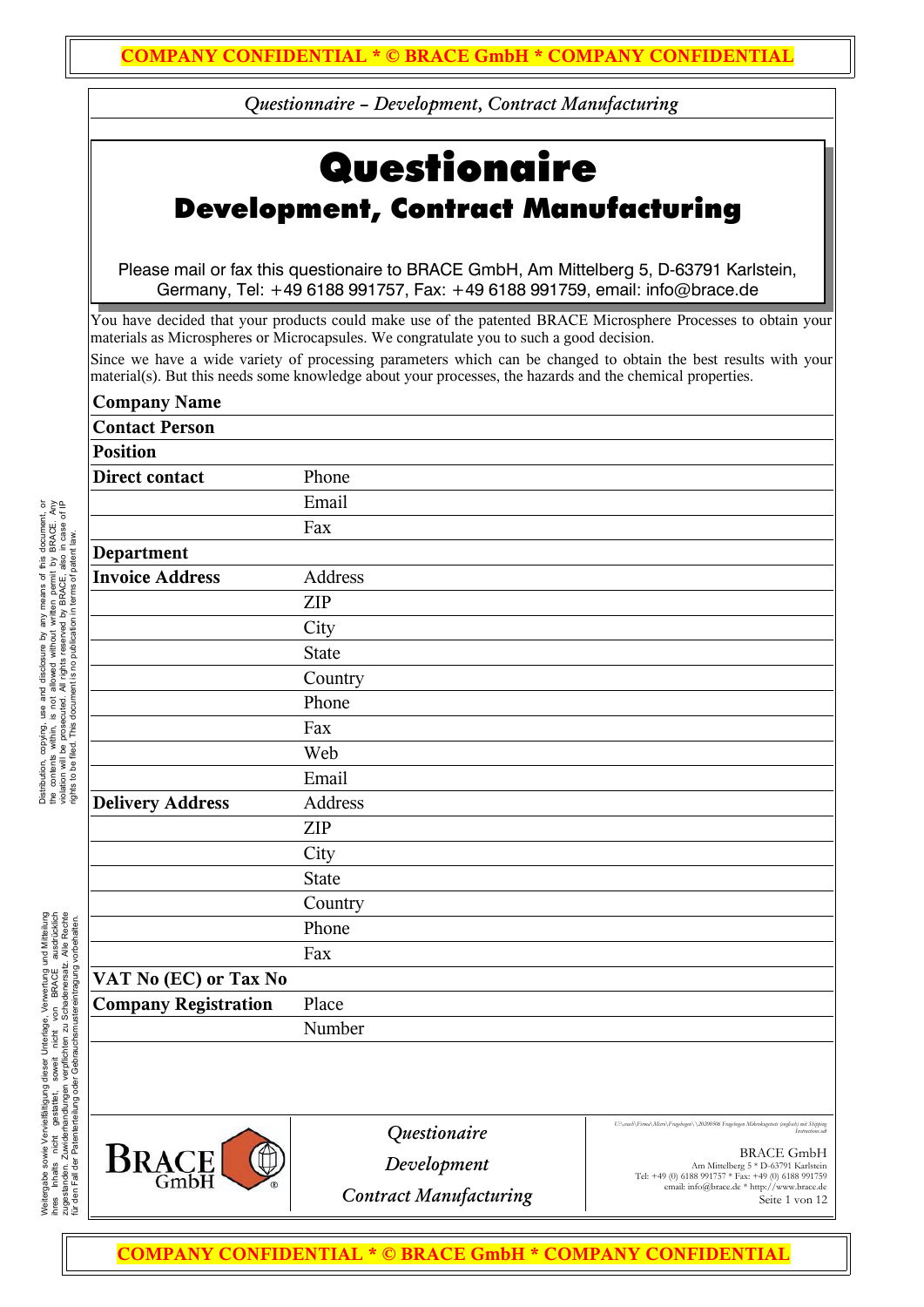# Questionaire

## Development, Contract Manufacturing

Please mail or fax this questionaire to BRACE GmbH, Am Mittelberg 5, D-63791 Karlstein, Germany, Tel: +49 6188 991757, Fax: +49 6188 991759, email: info@brace.de

You have decided that your products could make use of the patented BRACE Microsphere Processes to obtain your materials as Microspheres or Microcapsules. We congratulate you to such a good decision.

Since we have a wide variety of processing parameters which can be changed to obtain the best results with your material(s). But this needs some knowledge about your processes, the hazards and the chemical properties.

| | | |
|---|---|---|
| **Company Name** | | |
| **Contact Person** | | |
| **Position** | | |
| **Direct contact** | Phone | |
| | Email | |
| | Fax | |
| **Department** | | |
| **Invoice Address** | Address | |
| | ZIP | |
| | City | |
| | State | |
| | Country | |
| | Phone | |
| | Fax | |
| | Web | |
| | Email | |
| **Delivery Address** | Address | |
| | ZIP | |
| | City | |
| | State | |
| | Country | |
| | Phone | |
| | Fax | |
| **VAT No (EC) or Tax No** | | |
| **Company Registration** | Place | |
| | Number | |

Distribution, copying, use and disclosure by any means of this document, or the contents within, is not allowed without written permit by BRACE. Any violation will be prosecuted. All rights reserved by BRACE, also in case of IP rights to be filed. This document is no publication in terms of patent law.

Weitergabe sowie Vervielfältigung dieser Unterlage, Verwertung und Mitteilung ihres Inhalts nicht gestattet, soweit nicht von BRACE ausdrücklich zugestanden. Zuwiderhandlungen verpflichten zu Schadenersatz. Alle Rechte für den Fall der Patenterteilung oder Gebrauchsmustereintragung vorbehalten.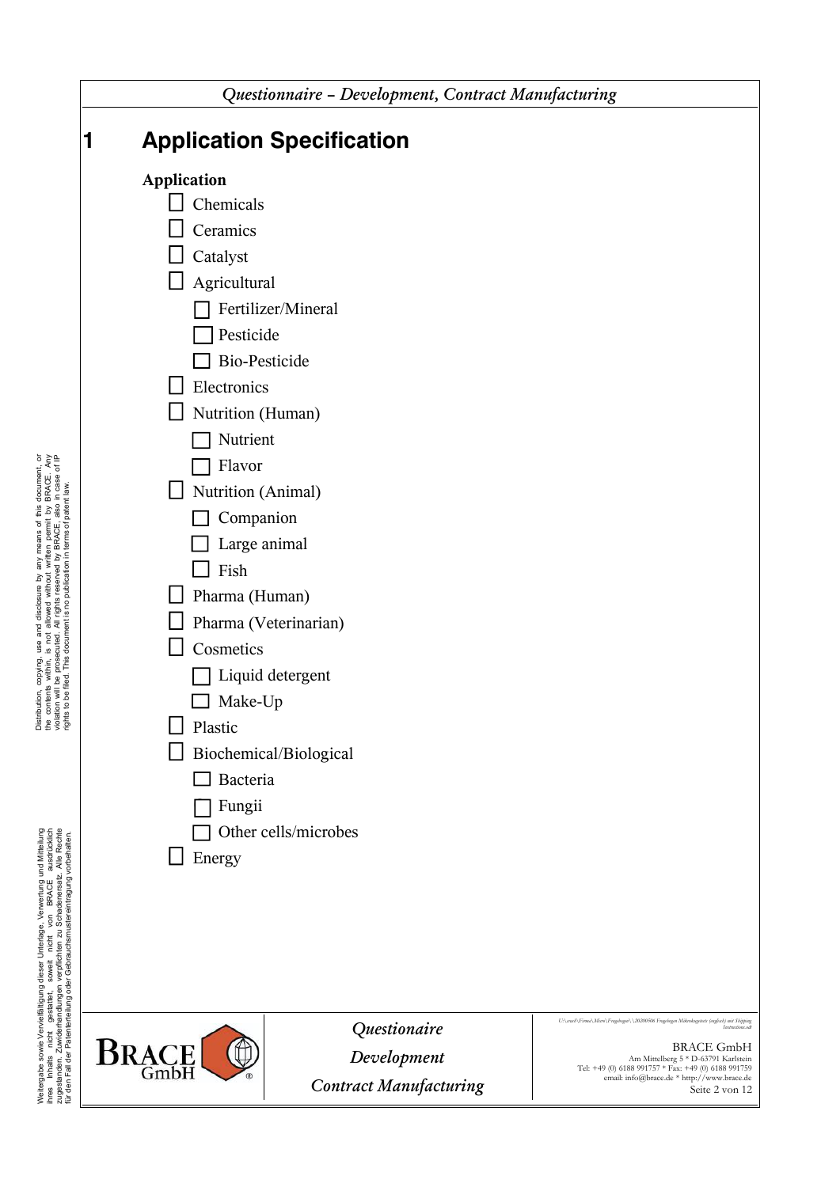# 1 Application Specification

**Application**

- ☐ Chemicals
- ☐ Ceramics
- ☐ Catalyst
- ☐ Agricultural
  - ☐ Fertilizer/Mineral
  - ☐ Pesticide
  - ☐ Bio-Pesticide
- ☐ Electronics
- ☐ Nutrition (Human)
  - ☐ Nutrient
  - ☐ Flavor
- ☐ Nutrition (Animal)
  - ☐ Companion
  - ☐ Large animal
  - ☐ Fish
- ☐ Pharma (Human)
- ☐ Pharma (Veterinarian)
- ☐ Cosmetics
  - ☐ Liquid detergent
  - ☐ Make-Up
- ☐ Plastic
- ☐ Biochemical/Biological
  - ☐ Bacteria
  - ☐ Fungii
  - ☐ Other cells/microbes
- ☐ Energy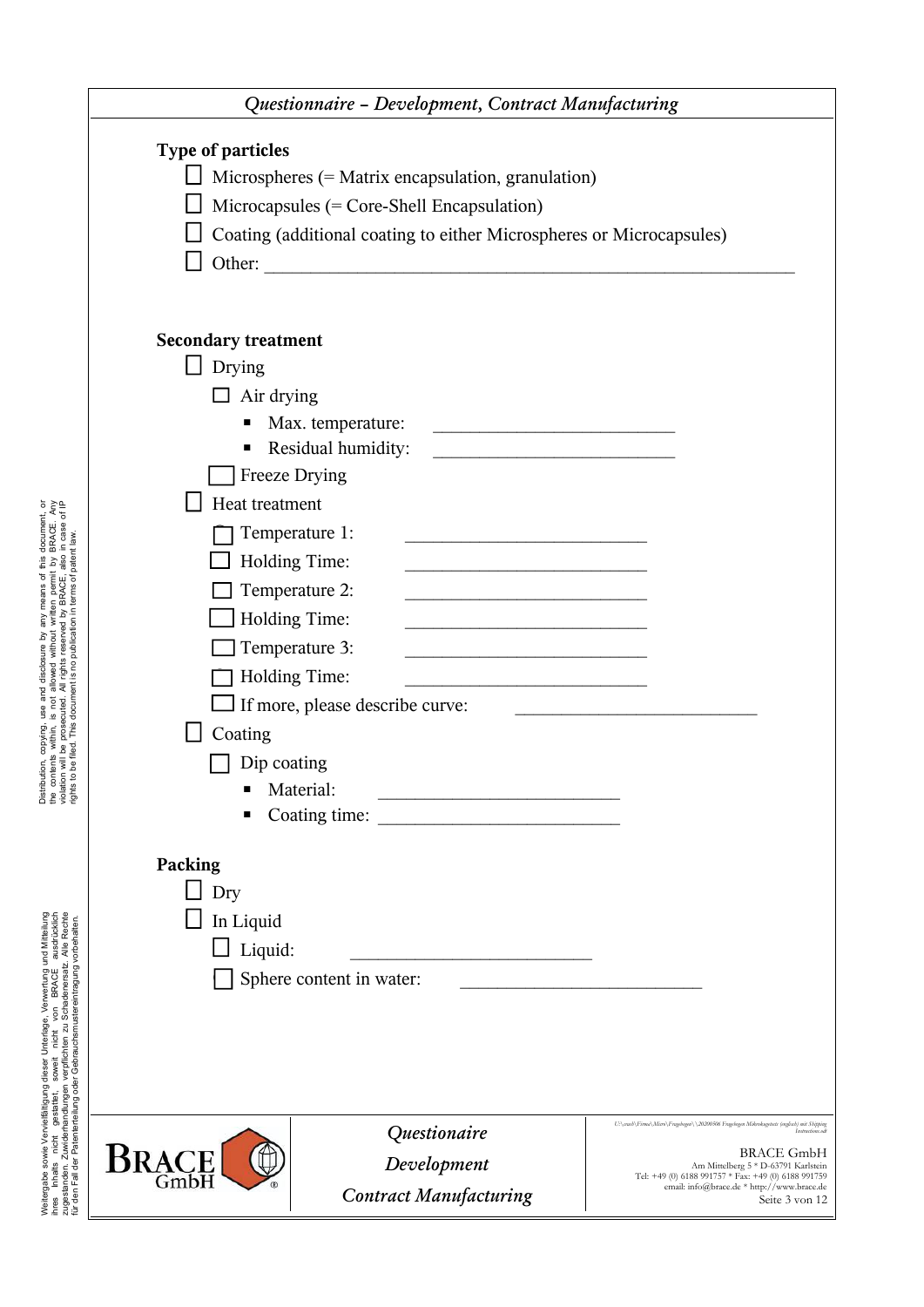## *Questionnaire – Development, Contract Manufacturing*

**Type of particles**

- ☐ Microspheres (= Matrix encapsulation, granulation)
- ☐ Microcapsules (= Core-Shell Encapsulation)
- ☐ Coating (additional coating to either Microspheres or Microcapsules)
- ☐ Other: ______________________________________________

**Secondary treatment**

- ☐ Drying
  - ☐ Air drying
    - Max. temperature: ______________________
    - Residual humidity: ______________________
  - ☐ Freeze Drying
- ☐ Heat treatment
  - ☐ Temperature 1: ______________________
  - ☐ Holding Time: ______________________
  - ☐ Temperature 2: ______________________
  - ☐ Holding Time: ______________________
  - ☐ Temperature 3: ______________________
  - ☐ Holding Time: ______________________
  - ☐ If more, please describe curve: ______________________
- ☐ Coating
  - ☐ Dip coating
    - Material: ______________________
    - Coating time: ______________________

**Packing**

- ☐ Dry
- ☐ In Liquid
  - ☐ Liquid: ______________________
  - ☐ Sphere content in water: ______________________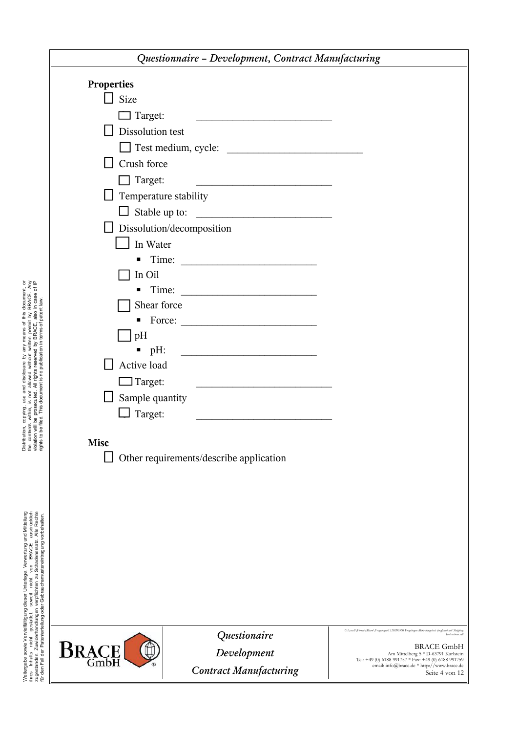*Questionnaire – Development, Contract Manufacturing*

**Properties**

- ☐ Size
  - ☐ Target: ____________________
- ☐ Dissolution test
  - ☐ Test medium, cycle: ____________________
- ☐ Crush force
  - ☐ Target: ____________________
- ☐ Temperature stability
  - ☐ Stable up to: ____________________
- ☐ Dissolution/decomposition
  - ☐ In Water
    - Time: ____________________
  - ☐ In Oil
    - Time: ____________________
  - ☐ Shear force
    - Force: ____________________
  - ☐ pH
    - pH: ____________________
- ☐ Active load
  - ☐ Target: ____________________
- ☐ Sample quantity
  - ☐ Target: ____________________

**Misc**

- ☐ Other requirements/describe application

Distribution, copying, use and disclosure by any means of this document, or the contents within, is not allowed without written permit by BRACE. Any violation will be prosecuted. All rights reserved by BRACE, also in case of IP rights to be filed. This document is no publication in terms of patent law.

Weitergabe sowie Vervielfältigung dieser Unterlage, Verwertung und Mitteilung ihres Inhalts nicht gestattet, soweit nicht von BRACE ausdrücklich zugestanden. Zuwiderhandlungen verpflichten zu Schadenersatz. Alle Rechte für den Fall der Patenterteilung oder Gebrauchsmustereintragung vorbehalten.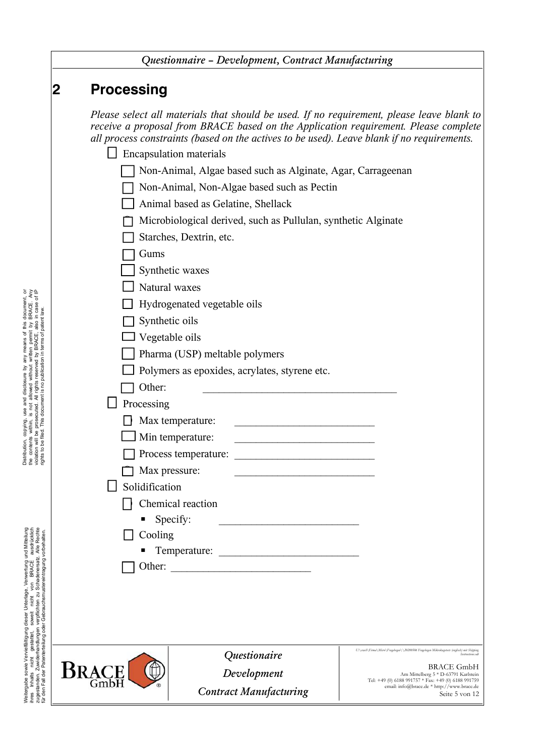## 2 Processing

*Please select all materials that should be used. If no requirement, please leave blank to receive a proposal from BRACE based on the Application requirement. Please complete all process constraints (based on the actives to be used). Leave blank if no requirements.*

- ☐ Encapsulation materials
  - ☐ Non-Animal, Algae based such as Alginate, Agar, Carrageenan
  - ☐ Non-Animal, Non-Algae based such as Pectin
  - ☐ Animal based as Gelatine, Shellack
  - ☐ Microbiological derived, such as Pullulan, synthetic Alginate
  - ☐ Starches, Dextrin, etc.
  - ☐ Gums
  - ☐ Synthetic waxes
  - ☐ Natural waxes
  - ☐ Hydrogenated vegetable oils
  - ☐ Synthetic oils
  - ☐ Vegetable oils
  - ☐ Pharma (USP) meltable polymers
  - ☐ Polymers as epoxides, acrylates, styrene etc.
  - ☐ Other: ____________________________________
- ☐ Processing
  - ☐ Max temperature: __________________________
  - ☐ Min temperature: __________________________
  - ☐ Process temperature: __________________________
  - ☐ Max pressure: __________________________
- ☐ Solidification
  - ☐ Chemical reaction
    - Specify: __________________________
  - ☐ Cooling
    - Temperature: __________________________
  - ☐ Other: __________________________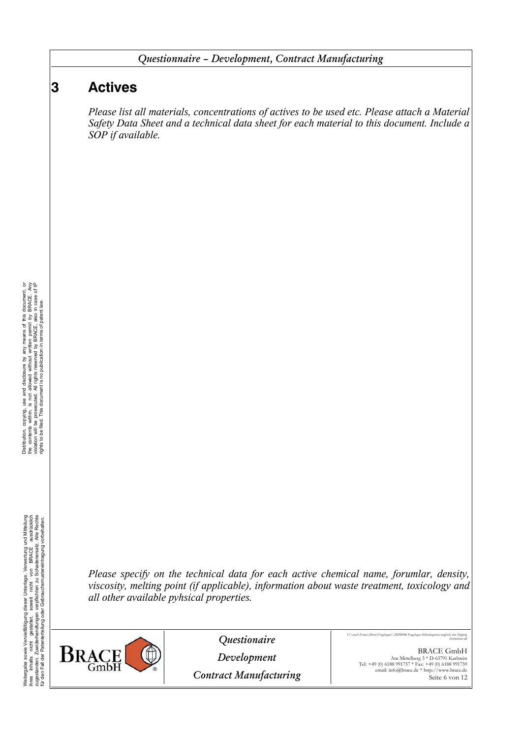## 3 Actives

*Please list all materials, concentrations of actives to be used etc. Please attach a Material Safety Data Sheet and a technical data sheet for each material to this document. Include a SOP if available.*

*Please specify on the technical data for each active chemical name, forumlar, density, viscosity, melting point (if applicable), information about waste treatment, toxicology and all other available pyhsical properties.*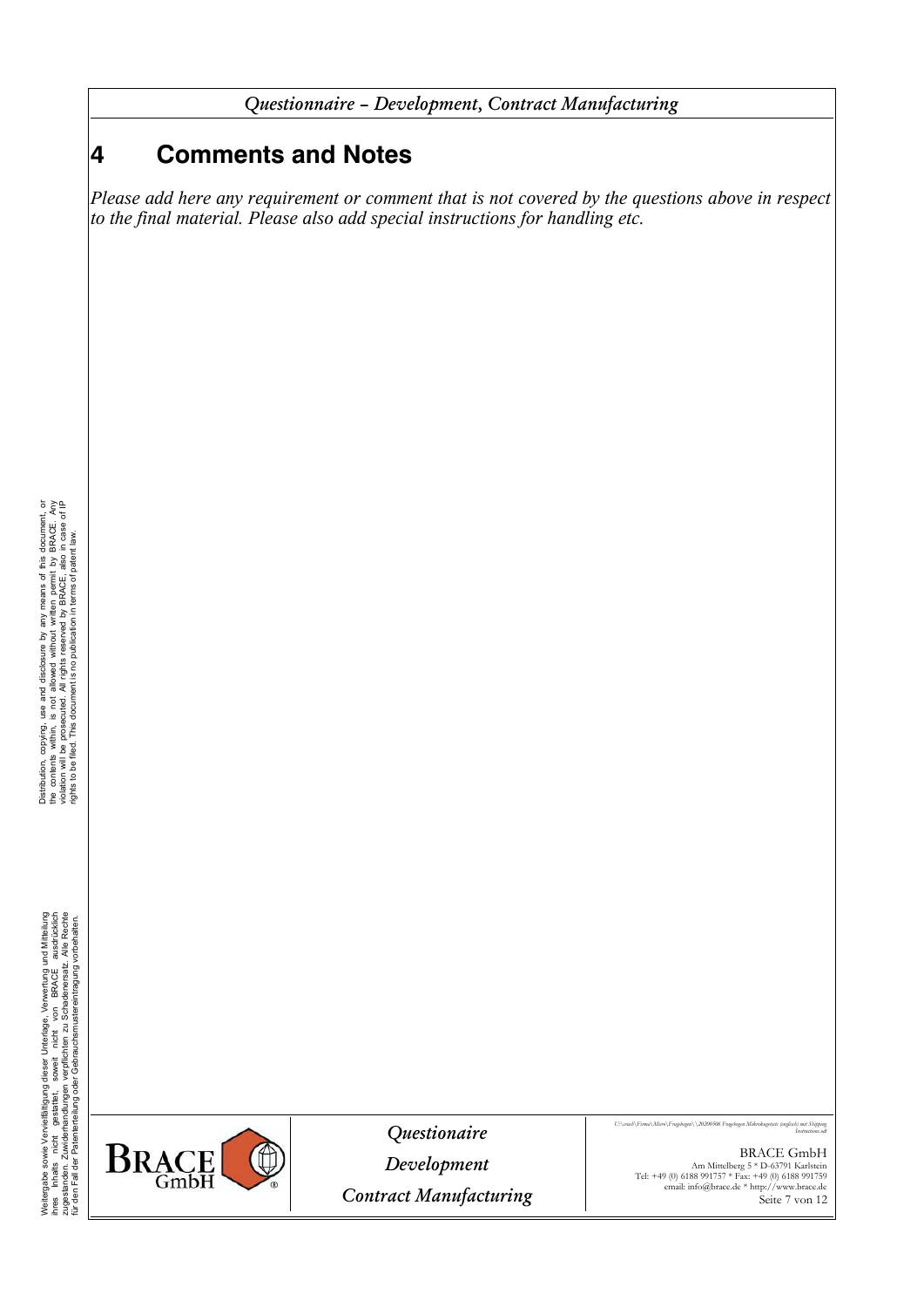# 4 Comments and Notes

*Please add here any requirement or comment that is not covered by the questions above in respect to the final material. Please also add special instructions for handling etc.*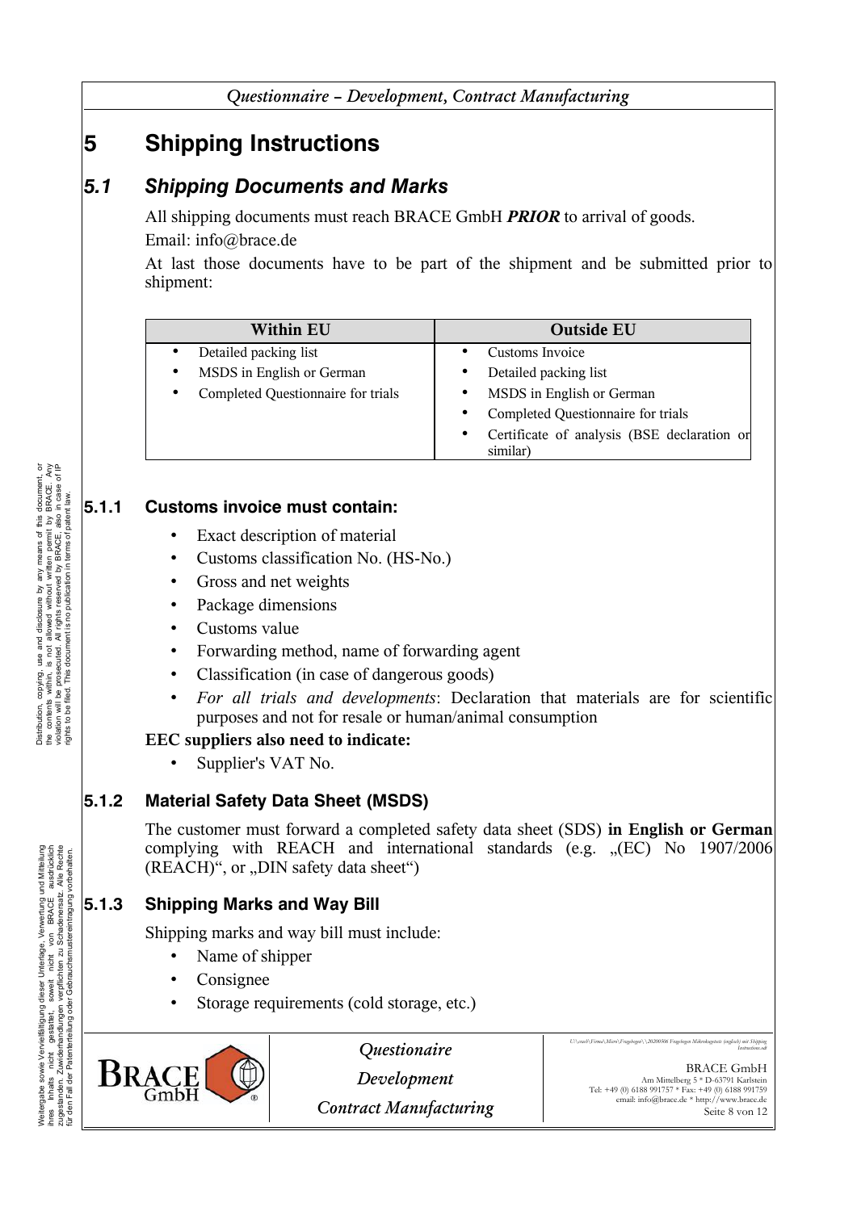# 5 Shipping Instructions

## 5.1 Shipping Documents and Marks

All shipping documents must reach BRACE GmbH ***PRIOR*** to arrival of goods.

Email: info@brace.de

At last those documents have to be part of the shipment and be submitted prior to shipment:

| Within EU | Outside EU |
|---|---|
| • Detailed packing list<br>• MSDS in English or German<br>• Completed Questionnaire for trials | • Customs Invoice<br>• Detailed packing list<br>• MSDS in English or German<br>• Completed Questionnaire for trials<br>• Certificate of analysis (BSE declaration or similar) |

### 5.1.1 Customs invoice must contain:

- Exact description of material
- Customs classification No. (HS-No.)
- Gross and net weights
- Package dimensions
- Customs value
- Forwarding method, name of forwarding agent
- Classification (in case of dangerous goods)
- *For all trials and developments*: Declaration that materials are for scientific purposes and not for resale or human/animal consumption

**EEC suppliers also need to indicate:**

- Supplier's VAT No.

### 5.1.2 Material Safety Data Sheet (MSDS)

The customer must forward a completed safety data sheet (SDS) **in English or German** complying with REACH and international standards (e.g. „(EC) No 1907/2006 (REACH)“, or „DIN safety data sheet“)

### 5.1.3 Shipping Marks and Way Bill

Shipping marks and way bill must include:

- Name of shipper
- Consignee
- Storage requirements (cold storage, etc.)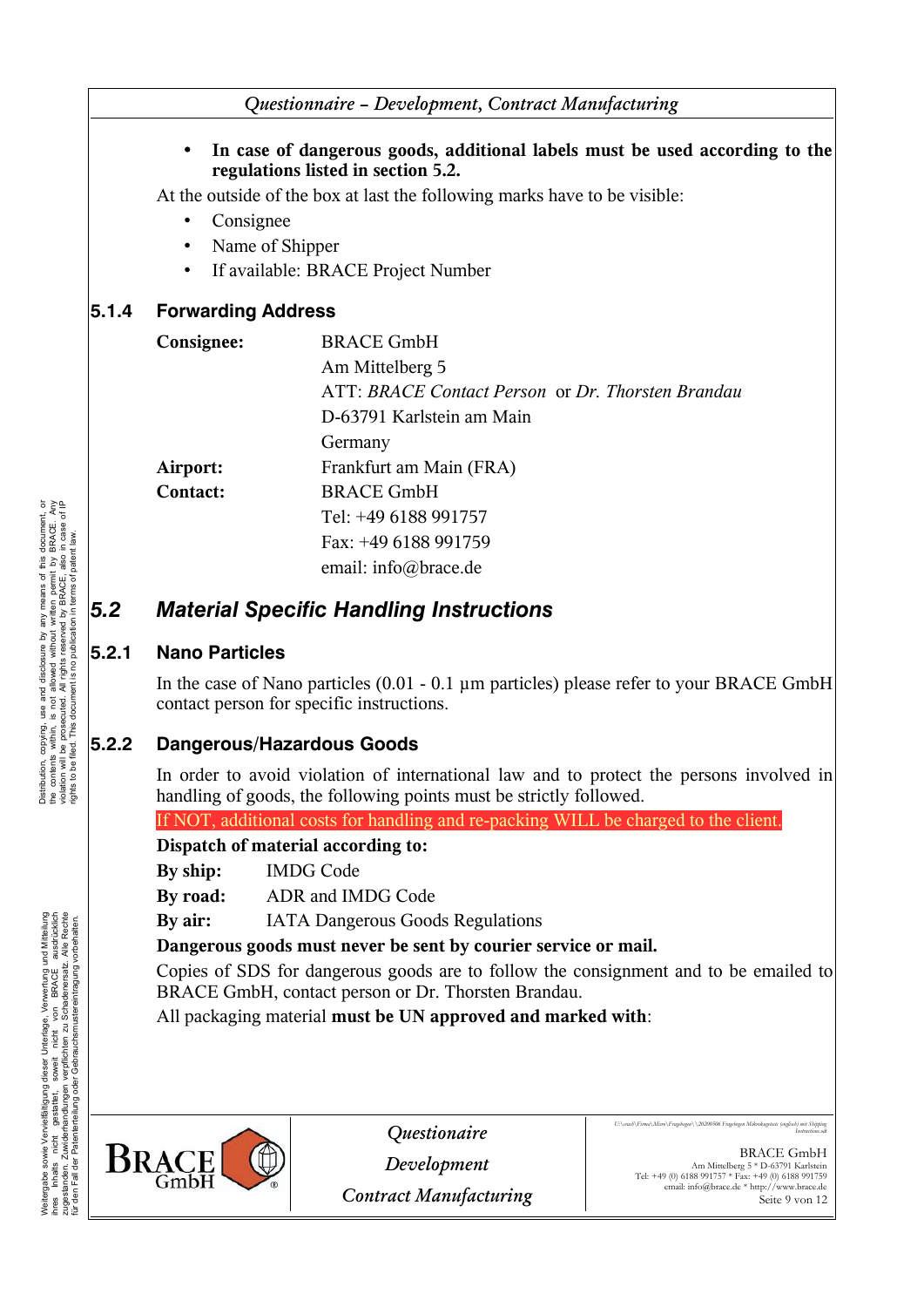- **In case of dangerous goods, additional labels must be used according to the regulations listed in section 5.2.**

At the outside of the box at last the following marks have to be visible:

- Consignee
- Name of Shipper
- If available: BRACE Project Number

### 5.1.4 Forwarding Address

**Consignee:** BRACE GmbH
Am Mittelberg 5
ATT: *BRACE Contact Person* or *Dr. Thorsten Brandau*
D-63791 Karlstein am Main
Germany

**Airport:** Frankfurt am Main (FRA)

**Contact:** BRACE GmbH
Tel: +49 6188 991757
Fax: +49 6188 991759
email: info@brace.de

## *5.2 Material Specific Handling Instructions*

### 5.2.1 Nano Particles

In the case of Nano particles (0.01 - 0.1 µm particles) please refer to your BRACE GmbH contact person for specific instructions.

### 5.2.2 Dangerous/Hazardous Goods

In order to avoid violation of international law and to protect the persons involved in handling of goods, the following points must be strictly followed.

If NOT, additional costs for handling and re-packing WILL be charged to the client.

**Dispatch of material according to:**

**By ship:** IMDG Code
**By road:** ADR and IMDG Code
**By air:** IATA Dangerous Goods Regulations

**Dangerous goods must never be sent by courier service or mail.**

Copies of SDS for dangerous goods are to follow the consignment and to be emailed to BRACE GmbH, contact person or Dr. Thorsten Brandau.

All packaging material **must be UN approved and marked with**: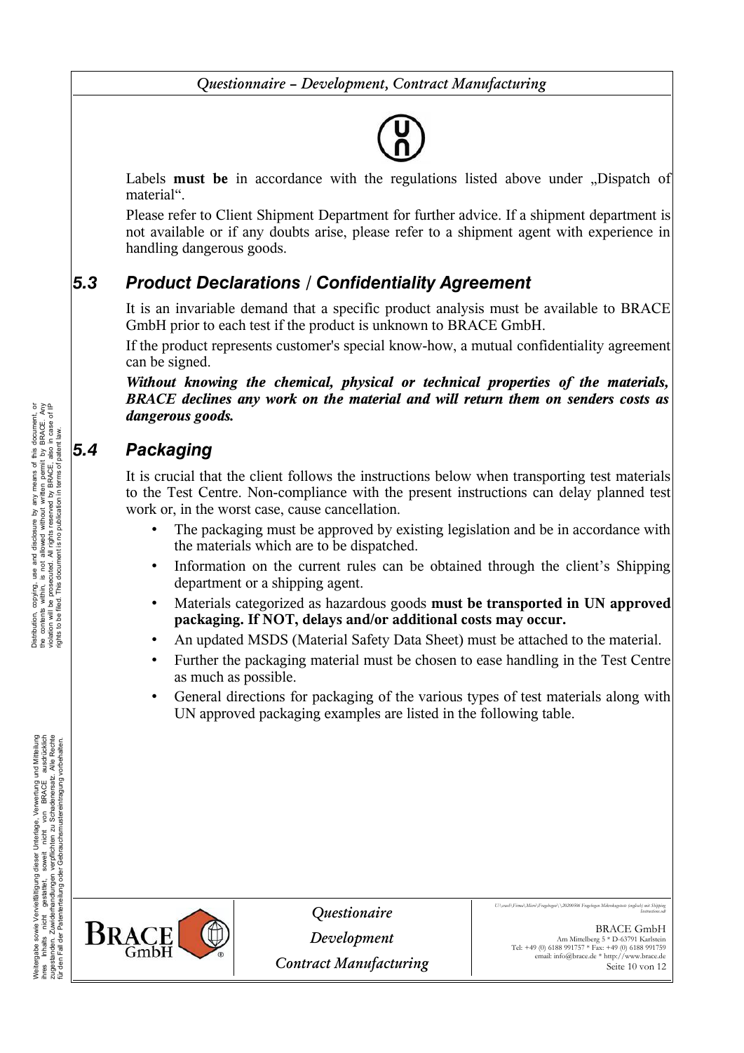Labels **must be** in accordance with the regulations listed above under „Dispatch of material".

Please refer to Client Shipment Department for further advice. If a shipment department is not available or if any doubts arise, please refer to a shipment agent with experience in handling dangerous goods.

## 5.3 Product Declarations / Confidentiality Agreement

It is an invariable demand that a specific product analysis must be available to BRACE GmbH prior to each test if the product is unknown to BRACE GmbH.

If the product represents customer's special know-how, a mutual confidentiality agreement can be signed.

***Without knowing the chemical, physical or technical properties of the materials, BRACE declines any work on the material and will return them on senders costs as dangerous goods.***

## 5.4 Packaging

It is crucial that the client follows the instructions below when transporting test materials to the Test Centre. Non-compliance with the present instructions can delay planned test work or, in the worst case, cause cancellation.

- The packaging must be approved by existing legislation and be in accordance with the materials which are to be dispatched.
- Information on the current rules can be obtained through the client's Shipping department or a shipping agent.
- Materials categorized as hazardous goods **must be transported in UN approved packaging. If NOT, delays and/or additional costs may occur.**
- An updated MSDS (Material Safety Data Sheet) must be attached to the material.
- Further the packaging material must be chosen to ease handling in the Test Centre as much as possible.
- General directions for packaging of the various types of test materials along with UN approved packaging examples are listed in the following table.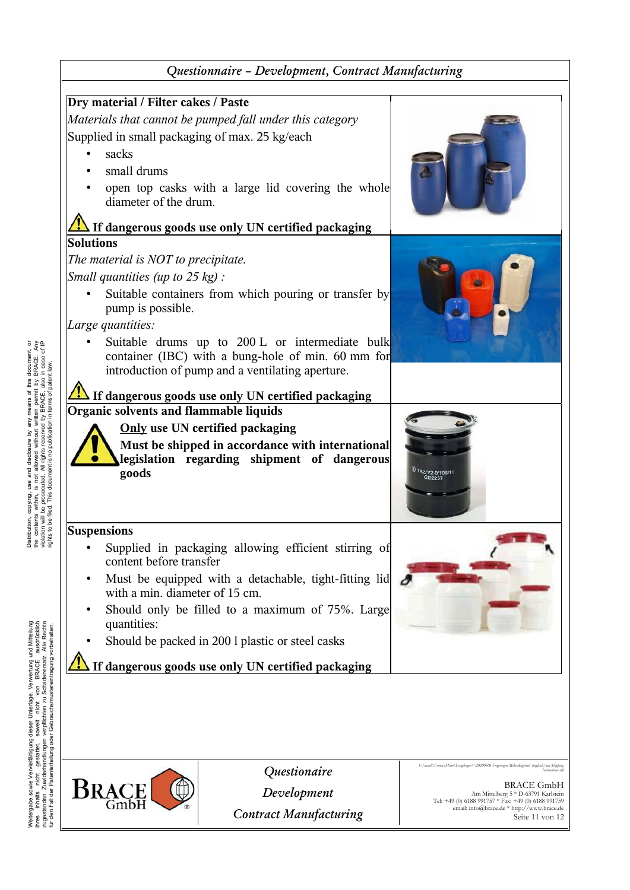## Dry material / Filter cakes / Paste

*Materials that cannot be pumped fall under this category*

Supplied in small packaging of max. 25 kg/each

- sacks
- small drums
- open top casks with a large lid covering the whole diameter of the drum.

⚠ **If dangerous goods use only UN certified packaging**

## Solutions

*The material is NOT to precipitate.*

*Small quantities (up to 25 kg) :*

- Suitable containers from which pouring or transfer by pump is possible.

*Large quantities:*

- Suitable drums up to 200 L or intermediate bulk container (IBC) with a bung-hole of min. 60 mm for introduction of pump and a ventilating aperture.

⚠ **If dangerous goods use only UN certified packaging**

## Organic solvents and flammable liquids

⚠ **Only use UN certified packaging**

**Must be shipped in accordance with international legislation regarding shipment of dangerous goods**

## Suspensions

- Supplied in packaging allowing efficient stirring of content before transfer
- Must be equipped with a detachable, tight-fitting lid with a min. diameter of 15 cm.
- Should only be filled to a maximum of 75%. Large quantities:
- Should be packed in 200 l plastic or steel casks

⚠ **If dangerous goods use only UN certified packaging**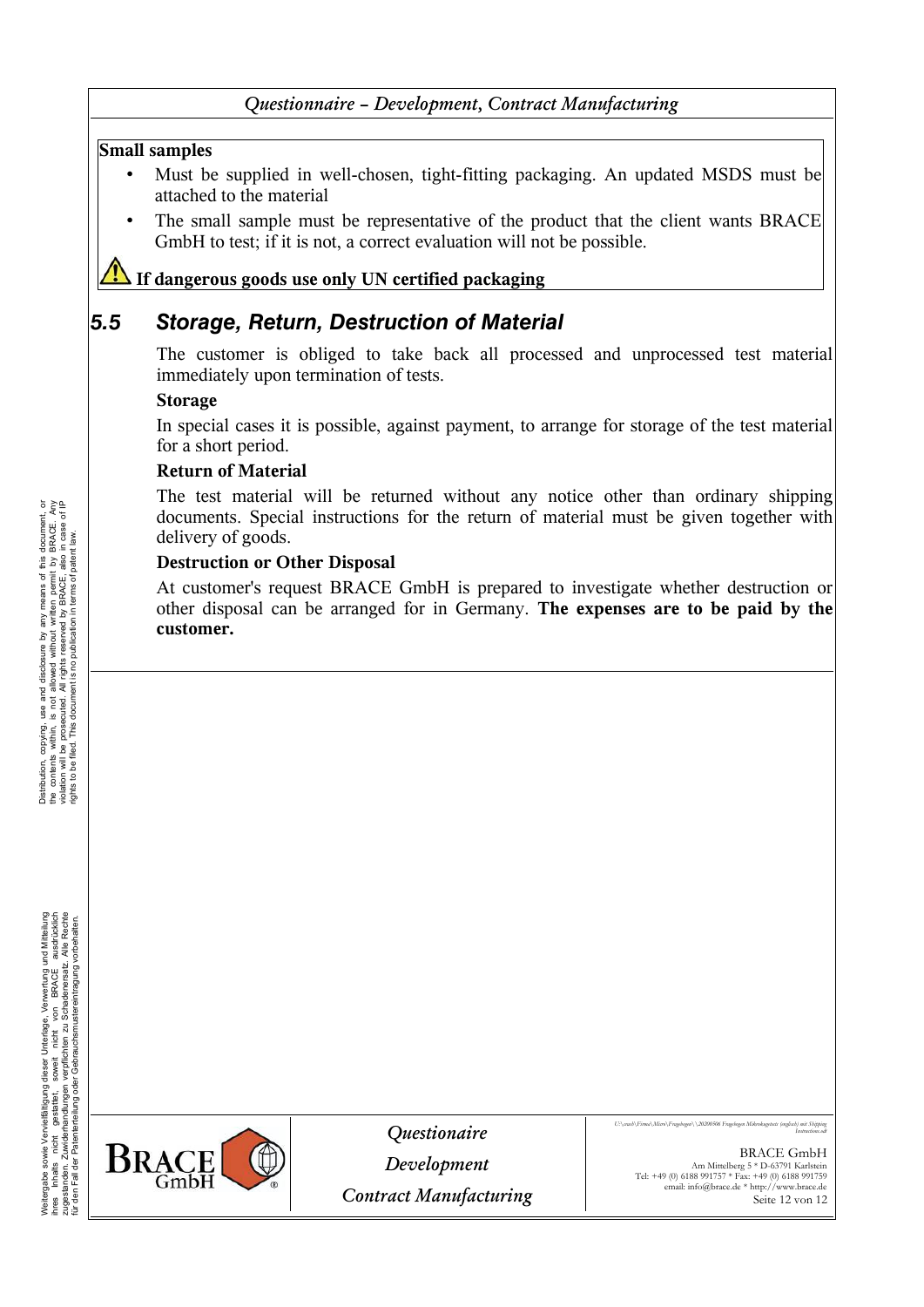**Small samples**

- Must be supplied in well-chosen, tight-fitting packaging. An updated MSDS must be attached to the material
- The small sample must be representative of the product that the client wants BRACE GmbH to test; if it is not, a correct evaluation will not be possible.

⚠ **If dangerous goods use only UN certified packaging**

## 5.5 Storage, Return, Destruction of Material

The customer is obliged to take back all processed and unprocessed test material immediately upon termination of tests.

**Storage**

In special cases it is possible, against payment, to arrange for storage of the test material for a short period.

**Return of Material**

The test material will be returned without any notice other than ordinary shipping documents. Special instructions for the return of material must be given together with delivery of goods.

**Destruction or Other Disposal**

At customer's request BRACE GmbH is prepared to investigate whether destruction or other disposal can be arranged for in Germany. **The expenses are to be paid by the customer.**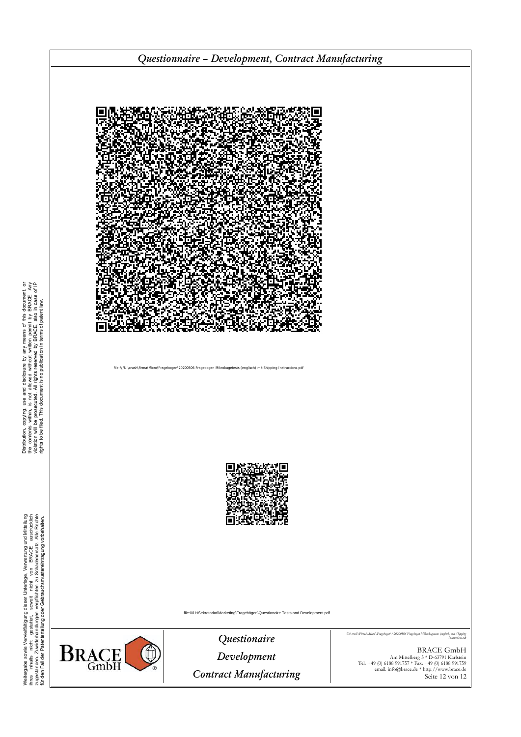file:///U:\crash\firma\Micro\Fragebogen\20200506 Fragebogen Mikrokugetests (englisch) mit Shipping Instructions.pdf

file:///U:\Sekretariat\Marketing\Fragebögen\Questionnaire Tests and Development.pdf